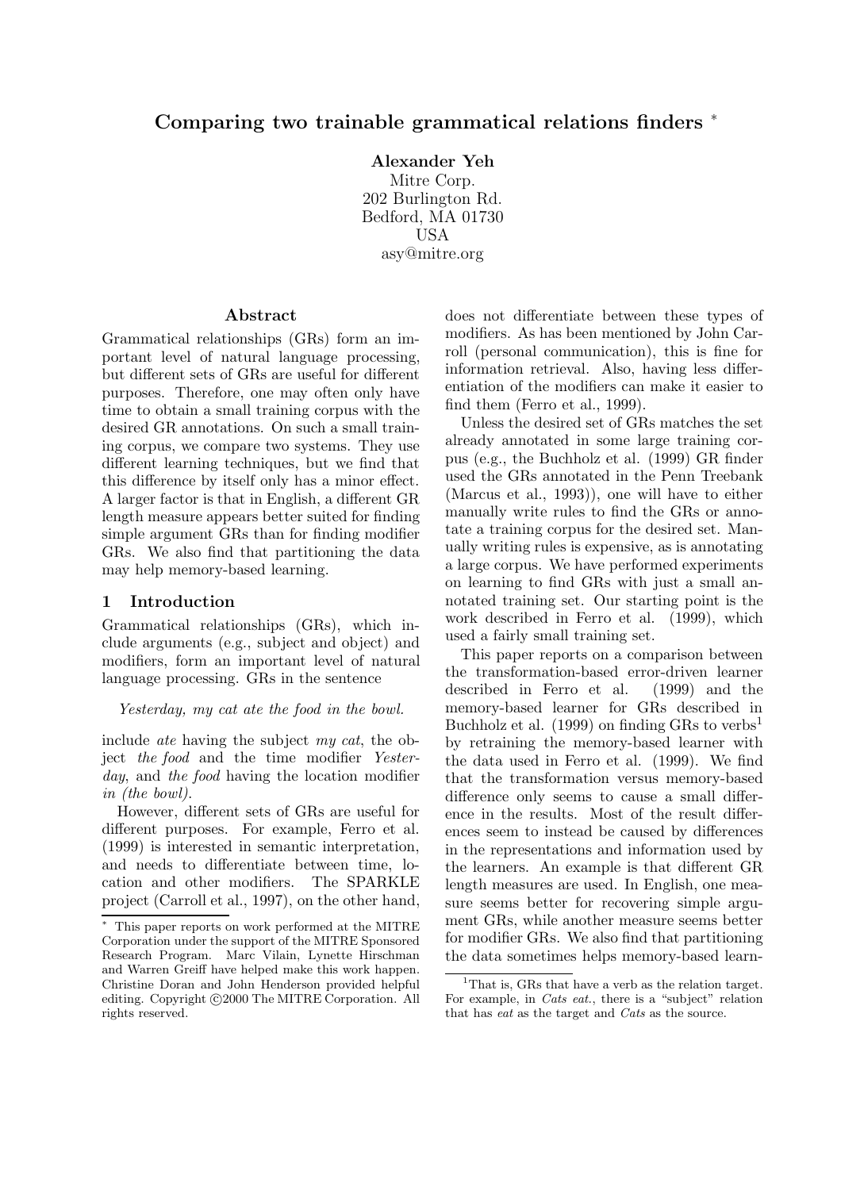# Comparing two trainable grammatical relations finders *

**Alexander Yeh**
Mitre Corp.
202 Burlington Rd.
Bedford, MA 01730
USA
asy@mitre.org

## Abstract

Grammatical relationships (GRs) form an important level of natural language processing, but different sets of GRs are useful for different purposes. Therefore, one may often only have time to obtain a small training corpus with the desired GR annotations. On such a small training corpus, we compare two systems. They use different learning techniques, but we find that this difference by itself only has a minor effect. A larger factor is that in English, a different GR length measure appears better suited for finding simple argument GRs than for finding modifier GRs. We also find that partitioning the data may help memory-based learning.

## 1 Introduction

Grammatical relationships (GRs), which include arguments (e.g., subject and object) and modifiers, form an important level of natural language processing. GRs in the sentence

*Yesterday, my cat ate the food in the bowl.*

include *ate* having the subject *my cat*, the object *the food* and the time modifier *Yesterday*, and *the food* having the location modifier *in (the bowl)*.

However, different sets of GRs are useful for different purposes. For example, Ferro et al. (1999) is interested in semantic interpretation, and needs to differentiate between time, location and other modifiers. The SPARKLE project (Carroll et al., 1997), on the other hand, does not differentiate between these types of modifiers. As has been mentioned by John Carroll (personal communication), this is fine for information retrieval. Also, having less differentiation of the modifiers can make it easier to find them (Ferro et al., 1999).

Unless the desired set of GRs matches the set already annotated in some large training corpus (e.g., the Buchholz et al. (1999) GR finder used the GRs annotated in the Penn Treebank (Marcus et al., 1993)), one will have to either manually write rules to find the GRs or annotate a training corpus for the desired set. Manually writing rules is expensive, as is annotating a large corpus. We have performed experiments on learning to find GRs with just a small annotated training set. Our starting point is the work described in Ferro et al. (1999), which used a fairly small training set.

This paper reports on a comparison between the transformation-based error-driven learner described in Ferro et al. (1999) and the memory-based learner for GRs described in Buchholz et al. (1999) on finding GRs to verbs[1] by retraining the memory-based learner with the data used in Ferro et al. (1999). We find that the transformation versus memory-based difference only seems to cause a small difference in the results. Most of the result differences seem to instead be caused by differences in the representations and information used by the learners. An example is that different GR length measures are used. In English, one measure seems better for recovering simple argument GRs, while another measure seems better for modifier GRs. We also find that partitioning the data sometimes helps memory-based learn-

* This paper reports on work performed at the MITRE Corporation under the support of the MITRE Sponsored Research Program. Marc Vilain, Lynette Hirschman and Warren Greiff have helped make this work happen. Christine Doran and John Henderson provided helpful editing. Copyright ©2000 The MITRE Corporation. All rights reserved.

[1] That is, GRs that have a verb as the relation target. For example, in *Cats eat.*, there is a "subject" relation that has *eat* as the target and *Cats* as the source.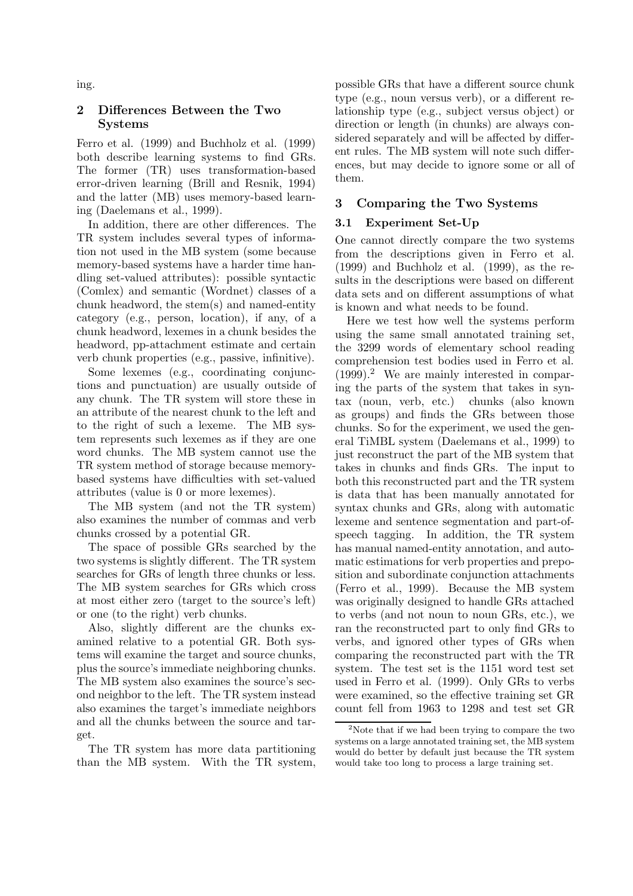ing.

## 2 Differences Between the Two Systems

Ferro et al. (1999) and Buchholz et al. (1999) both describe learning systems to find GRs. The former (TR) uses transformation-based error-driven learning (Brill and Resnik, 1994) and the latter (MB) uses memory-based learning (Daelemans et al., 1999).

In addition, there are other differences. The TR system includes several types of information not used in the MB system (some because memory-based systems have a harder time handling set-valued attributes): possible syntactic (Comlex) and semantic (Wordnet) classes of a chunk headword, the stem(s) and named-entity category (e.g., person, location), if any, of a chunk headword, lexemes in a chunk besides the headword, pp-attachment estimate and certain verb chunk properties (e.g., passive, infinitive).

Some lexemes (e.g., coordinating conjunctions and punctuation) are usually outside of any chunk. The TR system will store these in an attribute of the nearest chunk to the left and to the right of such a lexeme. The MB system represents such lexemes as if they are one word chunks. The MB system cannot use the TR system method of storage because memory-based systems have difficulties with set-valued attributes (value is 0 or more lexemes).

The MB system (and not the TR system) also examines the number of commas and verb chunks crossed by a potential GR.

The space of possible GRs searched by the two systems is slightly different. The TR system searches for GRs of length three chunks or less. The MB system searches for GRs which cross at most either zero (target to the source's left) or one (to the right) verb chunks.

Also, slightly different are the chunks examined relative to a potential GR. Both systems will examine the target and source chunks, plus the source's immediate neighboring chunks. The MB system also examines the source's second neighbor to the left. The TR system instead also examines the target's immediate neighbors and all the chunks between the source and target.

The TR system has more data partitioning than the MB system. With the TR system, possible GRs that have a different source chunk type (e.g., noun versus verb), or a different relationship type (e.g., subject versus object) or direction or length (in chunks) are always considered separately and will be affected by different rules. The MB system will note such differences, but may decide to ignore some or all of them.

## 3 Comparing the Two Systems

### 3.1 Experiment Set-Up

One cannot directly compare the two systems from the descriptions given in Ferro et al. (1999) and Buchholz et al. (1999), as the results in the descriptions were based on different data sets and on different assumptions of what is known and what needs to be found.

Here we test how well the systems perform using the same small annotated training set, the 3299 words of elementary school reading comprehension test bodies used in Ferro et al. (1999).[2] We are mainly interested in comparing the parts of the system that takes in syntax (noun, verb, etc.) chunks (also known as groups) and finds the GRs between those chunks. So for the experiment, we used the general TiMBL system (Daelemans et al., 1999) to just reconstruct the part of the MB system that takes in chunks and finds GRs. The input to both this reconstructed part and the TR system is data that has been manually annotated for syntax chunks and GRs, along with automatic lexeme and sentence segmentation and part-of-speech tagging. In addition, the TR system has manual named-entity annotation, and automatic estimations for verb properties and preposition and subordinate conjunction attachments (Ferro et al., 1999). Because the MB system was originally designed to handle GRs attached to verbs (and not noun to noun GRs, etc.), we ran the reconstructed part to only find GRs to verbs, and ignored other types of GRs when comparing the reconstructed part with the TR system. The test set is the 1151 word test set used in Ferro et al. (1999). Only GRs to verbs were examined, so the effective training set GR count fell from 1963 to 1298 and test set GR

[2]Note that if we had been trying to compare the two systems on a large annotated training set, the MB system would do better by default just because the TR system would take too long to process a large training set.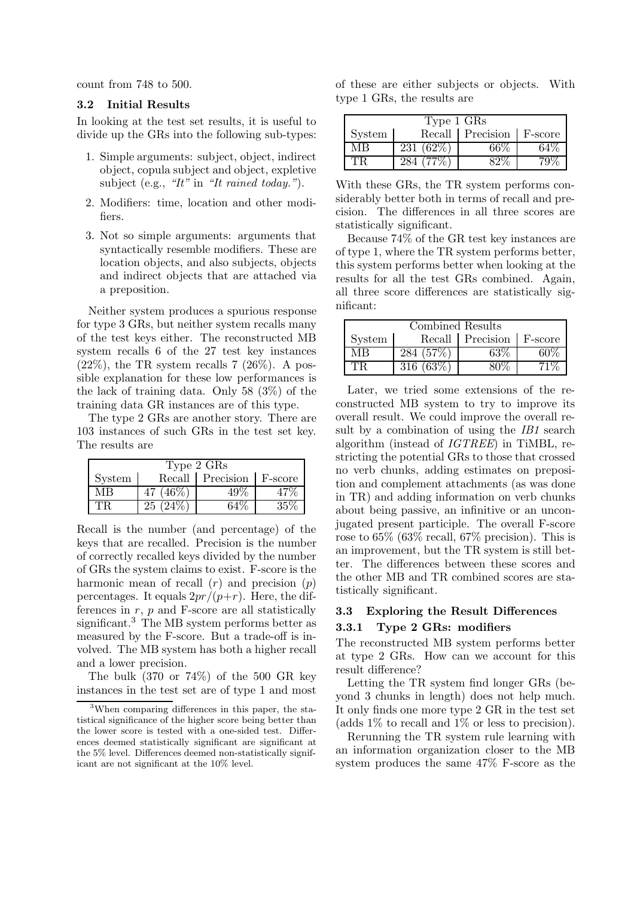count from 748 to 500.

### 3.2 Initial Results

In looking at the test set results, it is useful to divide up the GRs into the following sub-types:

1. Simple arguments: subject, object, indirect object, copula subject and object, expletive subject (e.g., *"It"* in *"It rained today."*).
2. Modifiers: time, location and other modifiers.
3. Not so simple arguments: arguments that syntactically resemble modifiers. These are location objects, and also subjects, objects and indirect objects that are attached via a preposition.

Neither system produces a spurious response for type 3 GRs, but neither system recalls many of the test keys either. The reconstructed MB system recalls 6 of the 27 test key instances (22%), the TR system recalls 7 (26%). A possible explanation for these low performances is the lack of training data. Only 58 (3%) of the training data GR instances are of this type.

The type 2 GRs are another story. There are 103 instances of such GRs in the test set key. The results are

| Type 2 GRs | | | |
|---|---|---|---|
| System | Recall | Precision | F-score |
| MB | 47 (46%) | 49% | 47% |
| TR | 25 (24%) | 64% | 35% |

Recall is the number (and percentage) of the keys that are recalled. Precision is the number of correctly recalled keys divided by the number of GRs the system claims to exist. F-score is the harmonic mean of recall ($r$) and precision ($p$) percentages. It equals $2pr/(p+r)$. Here, the differences in $r$, $p$ and F-score are all statistically significant.[3] The MB system performs better as measured by the F-score. But a trade-off is involved. The MB system has both a higher recall and a lower precision.

The bulk (370 or 74%) of the 500 GR key instances in the test set are of type 1 and most of these are either subjects or objects. With type 1 GRs, the results are

| Type 1 GRs | | | |
|---|---|---|---|
| System | Recall | Precision | F-score |
| MB | 231 (62%) | 66% | 64% |
| TR | 284 (77%) | 82% | 79% |

With these GRs, the TR system performs considerably better both in terms of recall and precision. The differences in all three scores are statistically significant.

Because 74% of the GR test key instances are of type 1, where the TR system performs better, this system performs better when looking at the results for all the test GRs combined. Again, all three score differences are statistically significant:

| Combined Results | | | |
|---|---|---|---|
| System | Recall | Precision | F-score |
| MB | 284 (57%) | 63% | 60% |
| TR | 316 (63%) | 80% | 71% |

Later, we tried some extensions of the reconstructed MB system to try to improve its overall result. We could improve the overall result by a combination of using the *IB1* search algorithm (instead of *IGTREE*) in TiMBL, restricting the potential GRs to those that crossed no verb chunks, adding estimates on preposition and complement attachments (as was done in TR) and adding information on verb chunks about being passive, an infinitive or an unconjugated present participle. The overall F-score rose to 65% (63% recall, 67% precision). This is an improvement, but the TR system is still better. The differences between these scores and the other MB and TR combined scores are statistically significant.

### 3.3 Exploring the Result Differences

#### 3.3.1 Type 2 GRs: modifiers

The reconstructed MB system performs better at type 2 GRs. How can we account for this result difference?

Letting the TR system find longer GRs (beyond 3 chunks in length) does not help much. It only finds one more type 2 GR in the test set (adds 1% to recall and 1% or less to precision).

Rerunning the TR system rule learning with an information organization closer to the MB system produces the same 47% F-score as the

[3] When comparing differences in this paper, the statistical significance of the higher score being better than the lower score is tested with a one-sided test. Differences deemed statistically significant are significant at the 5% level. Differences deemed non-statistically significant are not significant at the 10% level.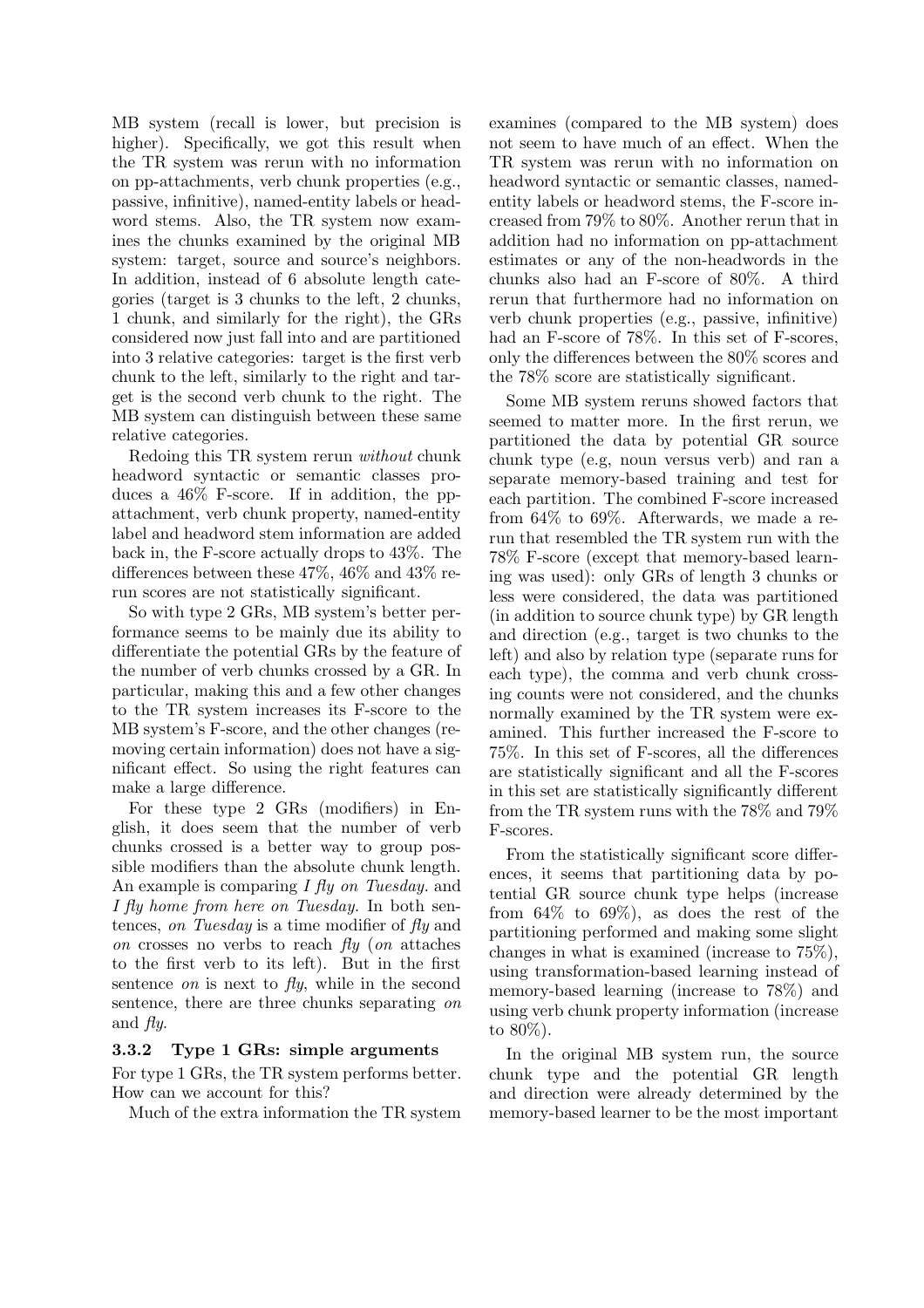MB system (recall is lower, but precision is higher). Specifically, we got this result when the TR system was rerun with no information on pp-attachments, verb chunk properties (e.g., passive, infinitive), named-entity labels or headword stems. Also, the TR system now examines the chunks examined by the original MB system: target, source and source's neighbors. In addition, instead of 6 absolute length categories (target is 3 chunks to the left, 2 chunks, 1 chunk, and similarly for the right), the GRs considered now just fall into and are partitioned into 3 relative categories: target is the first verb chunk to the left, similarly to the right and target is the second verb chunk to the right. The MB system can distinguish between these same relative categories.

Redoing this TR system rerun *without* chunk headword syntactic or semantic classes produces a 46% F-score. If in addition, the pp-attachment, verb chunk property, named-entity label and headword stem information are added back in, the F-score actually drops to 43%. The differences between these 47%, 46% and 43% rerun scores are not statistically significant.

So with type 2 GRs, MB system's better performance seems to be mainly due its ability to differentiate the potential GRs by the feature of the number of verb chunks crossed by a GR. In particular, making this and a few other changes to the TR system increases its F-score to the MB system's F-score, and the other changes (removing certain information) does not have a significant effect. So using the right features can make a large difference.

For these type 2 GRs (modifiers) in English, it does seem that the number of verb chunks crossed is a better way to group possible modifiers than the absolute chunk length. An example is comparing *I fly on Tuesday.* and *I fly home from here on Tuesday.* In both sentences, *on Tuesday* is a time modifier of *fly* and *on* crosses no verbs to reach *fly* (*on* attaches to the first verb to its left). But in the first sentence *on* is next to *fly*, while in the second sentence, there are three chunks separating *on* and *fly*.

### 3.3.2 Type 1 GRs: simple arguments

For type 1 GRs, the TR system performs better. How can we account for this?

Much of the extra information the TR system examines (compared to the MB system) does not seem to have much of an effect. When the TR system was rerun with no information on headword syntactic or semantic classes, named-entity labels or headword stems, the F-score increased from 79% to 80%. Another rerun that in addition had no information on pp-attachment estimates or any of the non-headwords in the chunks also had an F-score of 80%. A third rerun that furthermore had no information on verb chunk properties (e.g., passive, infinitive) had an F-score of 78%. In this set of F-scores, only the differences between the 80% scores and the 78% score are statistically significant.

Some MB system reruns showed factors that seemed to matter more. In the first rerun, we partitioned the data by potential GR source chunk type (e.g, noun versus verb) and ran a separate memory-based training and test for each partition. The combined F-score increased from 64% to 69%. Afterwards, we made a rerun that resembled the TR system run with the 78% F-score (except that memory-based learning was used): only GRs of length 3 chunks or less were considered, the data was partitioned (in addition to source chunk type) by GR length and direction (e.g., target is two chunks to the left) and also by relation type (separate runs for each type), the comma and verb chunk crossing counts were not considered, and the chunks normally examined by the TR system were examined. This further increased the F-score to 75%. In this set of F-scores, all the differences are statistically significant and all the F-scores in this set are statistically significantly different from the TR system runs with the 78% and 79% F-scores.

From the statistically significant score differences, it seems that partitioning data by potential GR source chunk type helps (increase from 64% to 69%), as does the rest of the partitioning performed and making some slight changes in what is examined (increase to 75%), using transformation-based learning instead of memory-based learning (increase to 78%) and using verb chunk property information (increase to 80%).

In the original MB system run, the source chunk type and the potential GR length and direction were already determined by the memory-based learner to be the most important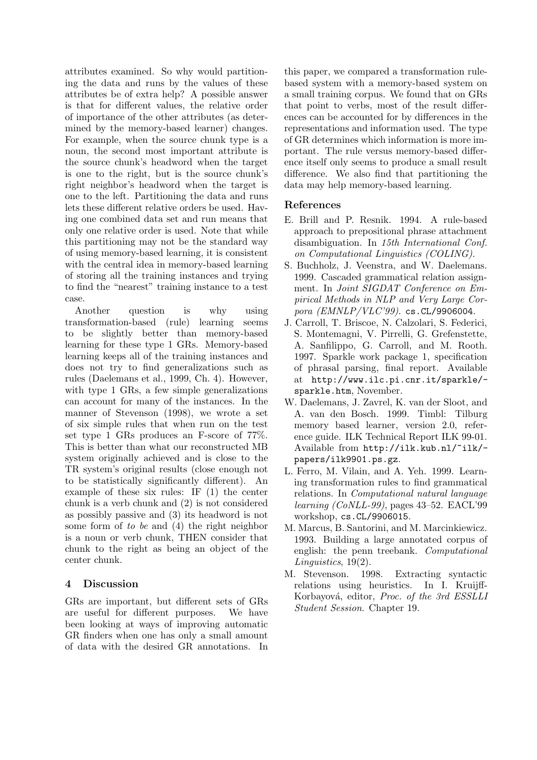attributes examined. So why would partitioning the data and runs by the values of these attributes be of extra help? A possible answer is that for different values, the relative order of importance of the other attributes (as determined by the memory-based learner) changes. For example, when the source chunk type is a noun, the second most important attribute is the source chunk's headword when the target is one to the right, but is the source chunk's right neighbor's headword when the target is one to the left. Partitioning the data and runs lets these different relative orders be used. Having one combined data set and run means that only one relative order is used. Note that while this partitioning may not be the standard way of using memory-based learning, it is consistent with the central idea in memory-based learning of storing all the training instances and trying to find the "nearest" training instance to a test case.

Another question is why using transformation-based (rule) learning seems to be slightly better than memory-based learning for these type 1 GRs. Memory-based learning keeps all of the training instances and does not try to find generalizations such as rules (Daelemans et al., 1999, Ch. 4). However, with type 1 GRs, a few simple generalizations can account for many of the instances. In the manner of Stevenson (1998), we wrote a set of six simple rules that when run on the test set type 1 GRs produces an F-score of 77%. This is better than what our reconstructed MB system originally achieved and is close to the TR system's original results (close enough not to be statistically significantly different). An example of these six rules: IF (1) the center chunk is a verb chunk and (2) is not considered as possibly passive and (3) its headword is not some form of *to be* and (4) the right neighbor is a noun or verb chunk, THEN consider that chunk to the right as being an object of the center chunk.

## 4 Discussion

GRs are important, but different sets of GRs are useful for different purposes. We have been looking at ways of improving automatic GR finders when one has only a small amount of data with the desired GR annotations. In this paper, we compared a transformation rule-based system with a memory-based system on a small training corpus. We found that on GRs that point to verbs, most of the result differences can be accounted for by differences in the representations and information used. The type of GR determines which information is more important. The rule versus memory-based difference itself only seems to produce a small result difference. We also find that partitioning the data may help memory-based learning.

## References

E. Brill and P. Resnik. 1994. A rule-based approach to prepositional phrase attachment disambiguation. In *15th International Conf. on Computational Linguistics (COLING)*.

S. Buchholz, J. Veenstra, and W. Daelemans. 1999. Cascaded grammatical relation assignment. In *Joint SIGDAT Conference on Empirical Methods in NLP and Very Large Corpora (EMNLP/VLC'99)*. cs.CL/9906004.

J. Carroll, T. Briscoe, N. Calzolari, S. Federici, S. Montemagni, V. Pirrelli, G. Grefenstette, A. Sanfilippo, G. Carroll, and M. Rooth. 1997. Sparkle work package 1, specification of phrasal parsing, final report. Available at http://www.ilc.pi.cnr.it/sparkle/sparkle.htm, November.

W. Daelemans, J. Zavrel, K. van der Sloot, and A. van den Bosch. 1999. Timbl: Tilburg memory based learner, version 2.0, reference guide. ILK Technical Report ILK 99-01. Available from http://ilk.kub.nl/~ilk/papers/ilk9901.ps.gz.

L. Ferro, M. Vilain, and A. Yeh. 1999. Learning transformation rules to find grammatical relations. In *Computational natural language learning (CoNLL-99)*, pages 43–52. EACL'99 workshop, cs.CL/9906015.

M. Marcus, B. Santorini, and M. Marcinkiewicz. 1993. Building a large annotated corpus of english: the penn treebank. *Computational Linguistics*, 19(2).

M. Stevenson. 1998. Extracting syntactic relations using heuristics. In I. Kruijff-Korbayová, editor, *Proc. of the 3rd ESSLLI Student Session*. Chapter 19.